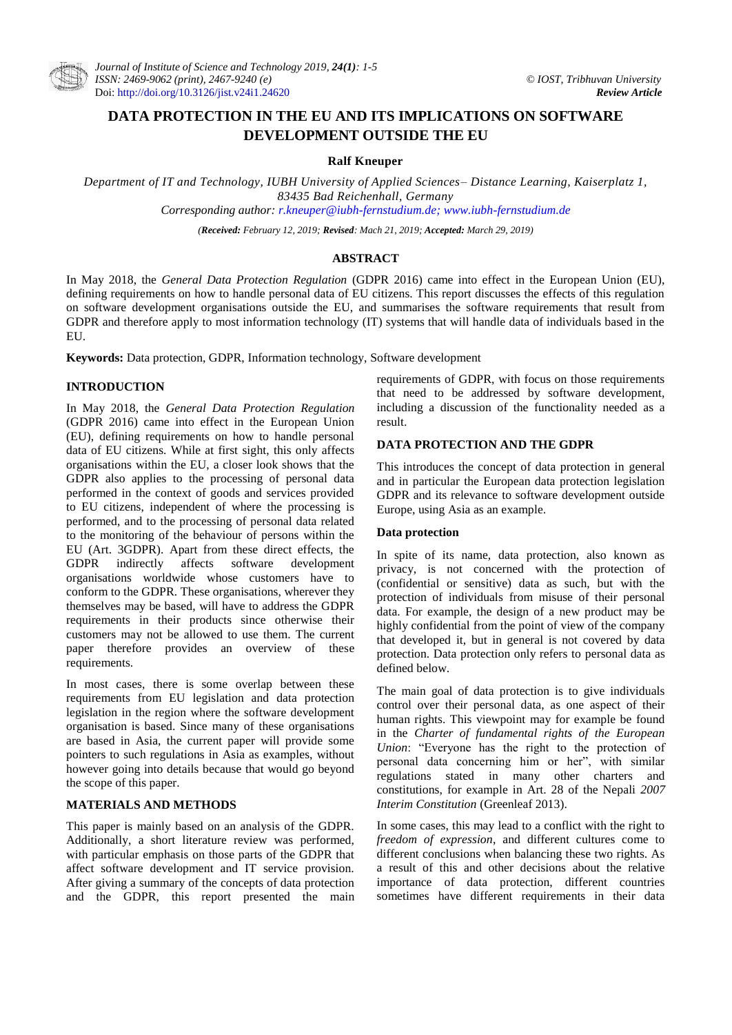# DATA PROTECTION IN THE EU AND ITS IMPLICATIONS ON SOFTWARE DEVELOPMENT OUTSIDE THE EU

**Ralf Kneuper**

*Department of IT and Technology, IUBH University of Applied Sciences– Distance Learning, Kaiserplatz 1, 83435 Bad Reichenhall, Germany*

*Corresponding author: r.kneuper@iubh-fernstudium.de; www.iubh-fernstudium.de*

*(**Received:** February 12, 2019; **Revised**: Mach 21, 2019; **Accepted:** March 29, 2019)*

## ABSTRACT

In May 2018, the *General Data Protection Regulation* (GDPR 2016) came into effect in the European Union (EU), defining requirements on how to handle personal data of EU citizens. This report discusses the effects of this regulation on software development organisations outside the EU, and summarises the software requirements that result from GDPR and therefore apply to most information technology (IT) systems that will handle data of individuals based in the EU.

**Keywords:** Data protection, GDPR, Information technology, Software development

## INTRODUCTION

In May 2018, the *General Data Protection Regulation* (GDPR 2016) came into effect in the European Union (EU), defining requirements on how to handle personal data of EU citizens. While at first sight, this only affects organisations within the EU, a closer look shows that the GDPR also applies to the processing of personal data performed in the context of goods and services provided to EU citizens, independent of where the processing is performed, and to the processing of personal data related to the monitoring of the behaviour of persons within the EU (Art. 3GDPR). Apart from these direct effects, the GDPR indirectly affects software development organisations worldwide whose customers have to conform to the GDPR. These organisations, wherever they themselves may be based, will have to address the GDPR requirements in their products since otherwise their customers may not be allowed to use them. The current paper therefore provides an overview of these requirements.

In most cases, there is some overlap between these requirements from EU legislation and data protection legislation in the region where the software development organisation is based. Since many of these organisations are based in Asia, the current paper will provide some pointers to such regulations in Asia as examples, without however going into details because that would go beyond the scope of this paper.

## MATERIALS AND METHODS

This paper is mainly based on an analysis of the GDPR. Additionally, a short literature review was performed, with particular emphasis on those parts of the GDPR that affect software development and IT service provision. After giving a summary of the concepts of data protection and the GDPR, this report presented the main requirements of GDPR, with focus on those requirements that need to be addressed by software development, including a discussion of the functionality needed as a result.

## DATA PROTECTION AND THE GDPR

This introduces the concept of data protection in general and in particular the European data protection legislation GDPR and its relevance to software development outside Europe, using Asia as an example.

### Data protection

In spite of its name, data protection, also known as privacy, is not concerned with the protection of (confidential or sensitive) data as such, but with the protection of individuals from misuse of their personal data. For example, the design of a new product may be highly confidential from the point of view of the company that developed it, but in general is not covered by data protection. Data protection only refers to personal data as defined below.

The main goal of data protection is to give individuals control over their personal data, as one aspect of their human rights. This viewpoint may for example be found in the *Charter of fundamental rights of the European Union*: "Everyone has the right to the protection of personal data concerning him or her", with similar regulations stated in many other charters and constitutions, for example in Art. 28 of the Nepali *2007 Interim Constitution* (Greenleaf 2013).

In some cases, this may lead to a conflict with the right to *freedom of expression*, and different cultures come to different conclusions when balancing these two rights. As a result of this and other decisions about the relative importance of data protection, different countries sometimes have different requirements in their data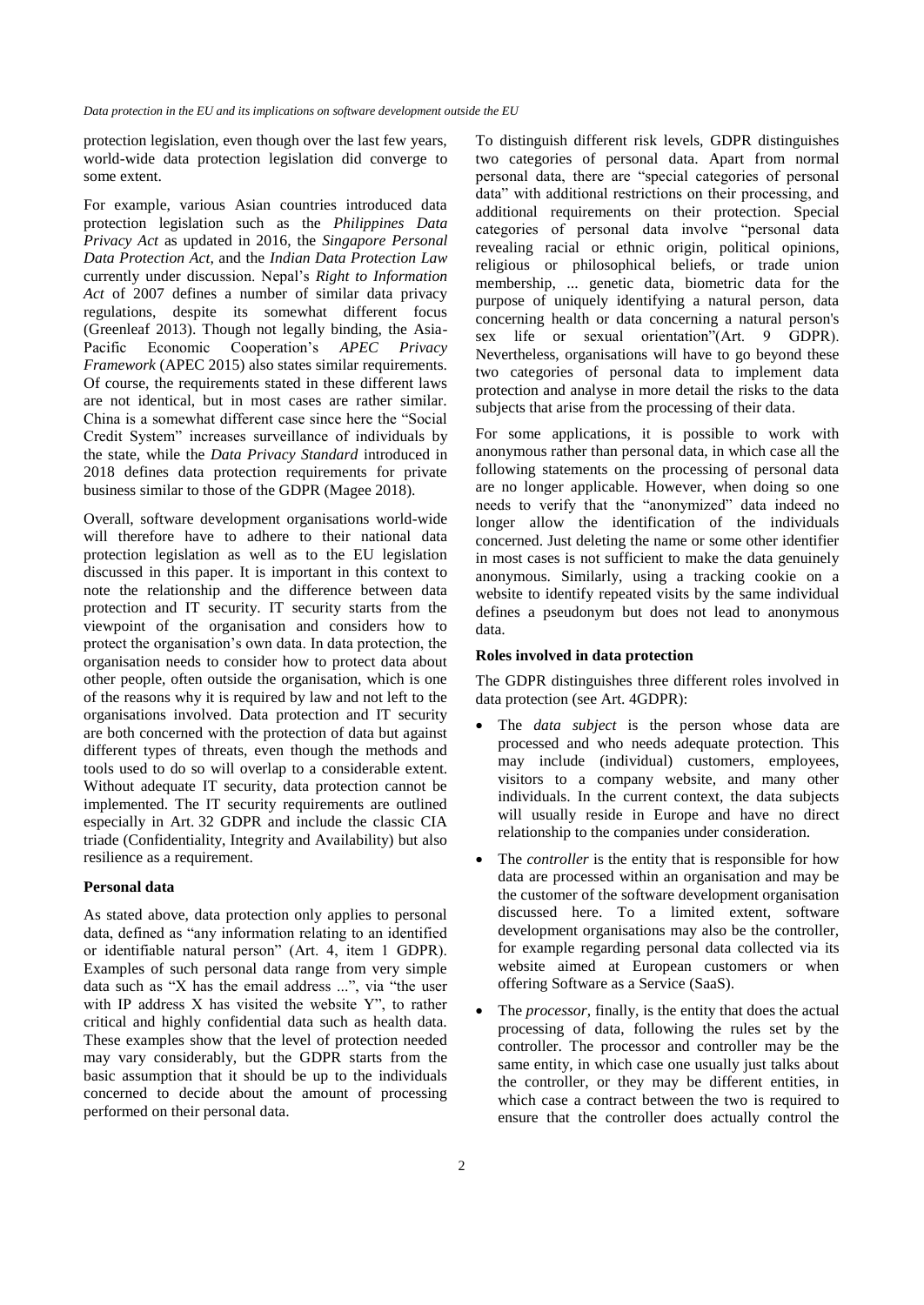protection legislation, even though over the last few years, world-wide data protection legislation did converge to some extent.

For example, various Asian countries introduced data protection legislation such as the *Philippines Data Privacy Act* as updated in 2016, the *Singapore Personal Data Protection Act*, and the *Indian Data Protection Law* currently under discussion. Nepal's *Right to Information Act* of 2007 defines a number of similar data privacy regulations, despite its somewhat different focus (Greenleaf 2013). Though not legally binding, the Asia-Pacific Economic Cooperation's *APEC Privacy Framework* (APEC 2015) also states similar requirements. Of course, the requirements stated in these different laws are not identical, but in most cases are rather similar. China is a somewhat different case since here the "Social Credit System" increases surveillance of individuals by the state, while the *Data Privacy Standard* introduced in 2018 defines data protection requirements for private business similar to those of the GDPR (Magee 2018).

Overall, software development organisations world-wide will therefore have to adhere to their national data protection legislation as well as to the EU legislation discussed in this paper. It is important in this context to note the relationship and the difference between data protection and IT security. IT security starts from the viewpoint of the organisation and considers how to protect the organisation's own data. In data protection, the organisation needs to consider how to protect data about other people, often outside the organisation, which is one of the reasons why it is required by law and not left to the organisations involved. Data protection and IT security are both concerned with the protection of data but against different types of threats, even though the methods and tools used to do so will overlap to a considerable extent. Without adequate IT security, data protection cannot be implemented. The IT security requirements are outlined especially in Art. 32 GDPR and include the classic CIA triade (Confidentiality, Integrity and Availability) but also resilience as a requirement.

### Personal data

As stated above, data protection only applies to personal data, defined as "any information relating to an identified or identifiable natural person" (Art. 4, item 1 GDPR). Examples of such personal data range from very simple data such as "X has the email address ...", via "the user with IP address X has visited the website Y", to rather critical and highly confidential data such as health data. These examples show that the level of protection needed may vary considerably, but the GDPR starts from the basic assumption that it should be up to the individuals concerned to decide about the amount of processing performed on their personal data.

To distinguish different risk levels, GDPR distinguishes two categories of personal data. Apart from normal personal data, there are "special categories of personal data" with additional restrictions on their processing, and additional requirements on their protection. Special categories of personal data involve "personal data revealing racial or ethnic origin, political opinions, religious or philosophical beliefs, or trade union membership, ... genetic data, biometric data for the purpose of uniquely identifying a natural person, data concerning health or data concerning a natural person's sex life or sexual orientation"(Art. 9 GDPR). Nevertheless, organisations will have to go beyond these two categories of personal data to implement data protection and analyse in more detail the risks to the data subjects that arise from the processing of their data.

For some applications, it is possible to work with anonymous rather than personal data, in which case all the following statements on the processing of personal data are no longer applicable. However, when doing so one needs to verify that the "anonymized" data indeed no longer allow the identification of the individuals concerned. Just deleting the name or some other identifier in most cases is not sufficient to make the data genuinely anonymous. Similarly, using a tracking cookie on a website to identify repeated visits by the same individual defines a pseudonym but does not lead to anonymous data.

### Roles involved in data protection

The GDPR distinguishes three different roles involved in data protection (see Art. 4GDPR):

- The *data subject* is the person whose data are processed and who needs adequate protection. This may include (individual) customers, employees, visitors to a company website, and many other individuals. In the current context, the data subjects will usually reside in Europe and have no direct relationship to the companies under consideration.
- The *controller* is the entity that is responsible for how data are processed within an organisation and may be the customer of the software development organisation discussed here. To a limited extent, software development organisations may also be the controller, for example regarding personal data collected via its website aimed at European customers or when offering Software as a Service (SaaS).
- The *processor*, finally, is the entity that does the actual processing of data, following the rules set by the controller. The processor and controller may be the same entity, in which case one usually just talks about the controller, or they may be different entities, in which case a contract between the two is required to ensure that the controller does actually control the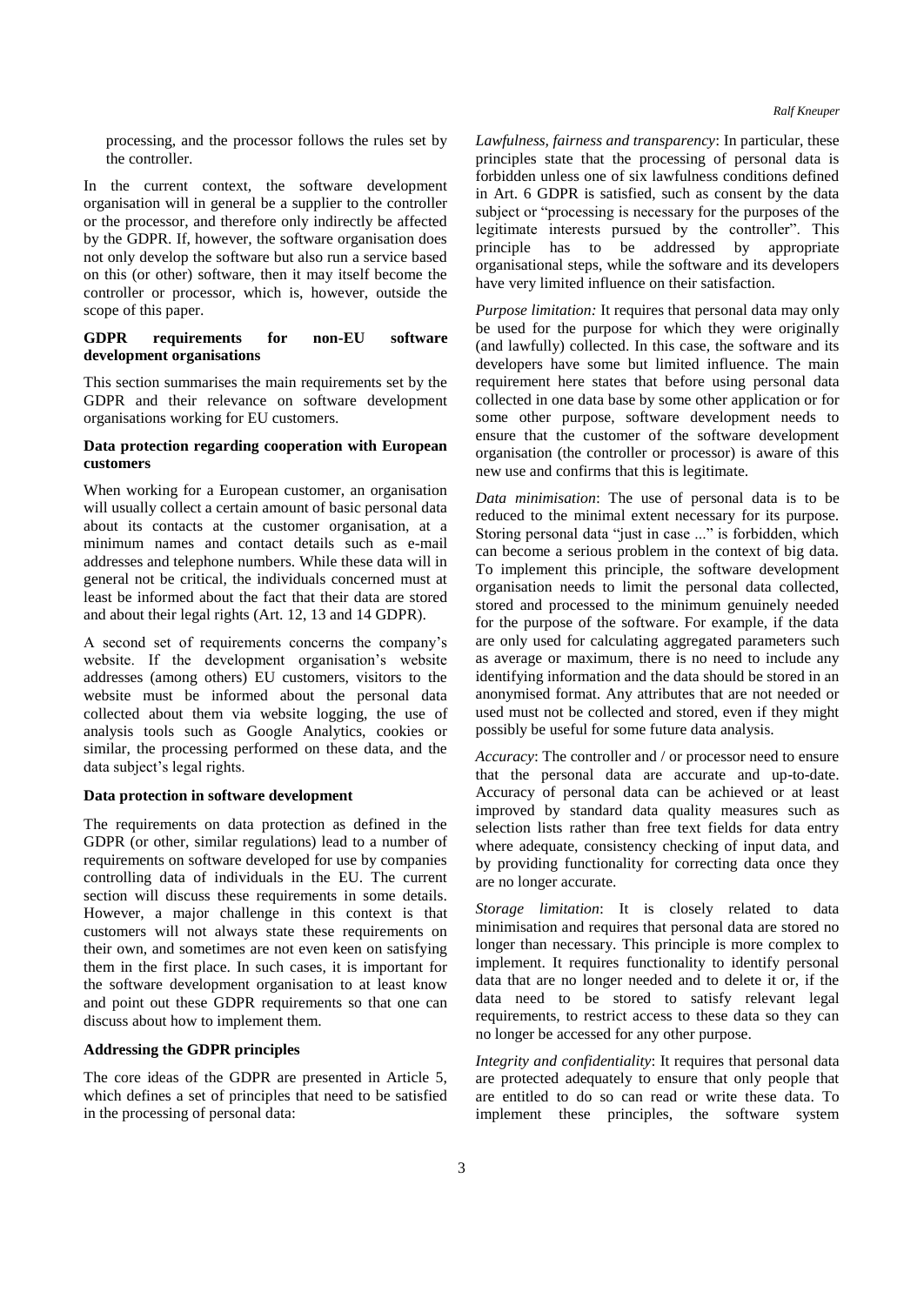processing, and the processor follows the rules set by the controller.

In the current context, the software development organisation will in general be a supplier to the controller or the processor, and therefore only indirectly be affected by the GDPR. If, however, the software organisation does not only develop the software but also run a service based on this (or other) software, then it may itself become the controller or processor, which is, however, outside the scope of this paper.

### GDPR requirements for non-EU software development organisations

This section summarises the main requirements set by the GDPR and their relevance on software development organisations working for EU customers.

#### Data protection regarding cooperation with European customers

When working for a European customer, an organisation will usually collect a certain amount of basic personal data about its contacts at the customer organisation, at a minimum names and contact details such as e-mail addresses and telephone numbers. While these data will in general not be critical, the individuals concerned must at least be informed about the fact that their data are stored and about their legal rights (Art. 12, 13 and 14 GDPR).

A second set of requirements concerns the company's website. If the development organisation's website addresses (among others) EU customers, visitors to the website must be informed about the personal data collected about them via website logging, the use of analysis tools such as Google Analytics, cookies or similar, the processing performed on these data, and the data subject's legal rights.

#### Data protection in software development

The requirements on data protection as defined in the GDPR (or other, similar regulations) lead to a number of requirements on software developed for use by companies controlling data of individuals in the EU. The current section will discuss these requirements in some details. However, a major challenge in this context is that customers will not always state these requirements on their own, and sometimes are not even keen on satisfying them in the first place. In such cases, it is important for the software development organisation to at least know and point out these GDPR requirements so that one can discuss about how to implement them.

#### Addressing the GDPR principles

The core ideas of the GDPR are presented in Article 5, which defines a set of principles that need to be satisfied in the processing of personal data:

*Lawfulness, fairness and transparency*: In particular, these principles state that the processing of personal data is forbidden unless one of six lawfulness conditions defined in Art. 6 GDPR is satisfied, such as consent by the data subject or "processing is necessary for the purposes of the legitimate interests pursued by the controller". This principle has to be addressed by appropriate organisational steps, while the software and its developers have very limited influence on their satisfaction.

*Purpose limitation:* It requires that personal data may only be used for the purpose for which they were originally (and lawfully) collected. In this case, the software and its developers have some but limited influence. The main requirement here states that before using personal data collected in one data base by some other application or for some other purpose, software development needs to ensure that the customer of the software development organisation (the controller or processor) is aware of this new use and confirms that this is legitimate.

*Data minimisation*: The use of personal data is to be reduced to the minimal extent necessary for its purpose. Storing personal data "just in case ..." is forbidden, which can become a serious problem in the context of big data. To implement this principle, the software development organisation needs to limit the personal data collected, stored and processed to the minimum genuinely needed for the purpose of the software. For example, if the data are only used for calculating aggregated parameters such as average or maximum, there is no need to include any identifying information and the data should be stored in an anonymised format. Any attributes that are not needed or used must not be collected and stored, even if they might possibly be useful for some future data analysis.

*Accuracy*: The controller and / or processor need to ensure that the personal data are accurate and up-to-date. Accuracy of personal data can be achieved or at least improved by standard data quality measures such as selection lists rather than free text fields for data entry where adequate, consistency checking of input data, and by providing functionality for correcting data once they are no longer accurate.

*Storage limitation*: It is closely related to data minimisation and requires that personal data are stored no longer than necessary. This principle is more complex to implement. It requires functionality to identify personal data that are no longer needed and to delete it or, if the data need to be stored to satisfy relevant legal requirements, to restrict access to these data so they can no longer be accessed for any other purpose.

*Integrity and confidentiality*: It requires that personal data are protected adequately to ensure that only people that are entitled to do so can read or write these data. To implement these principles, the software system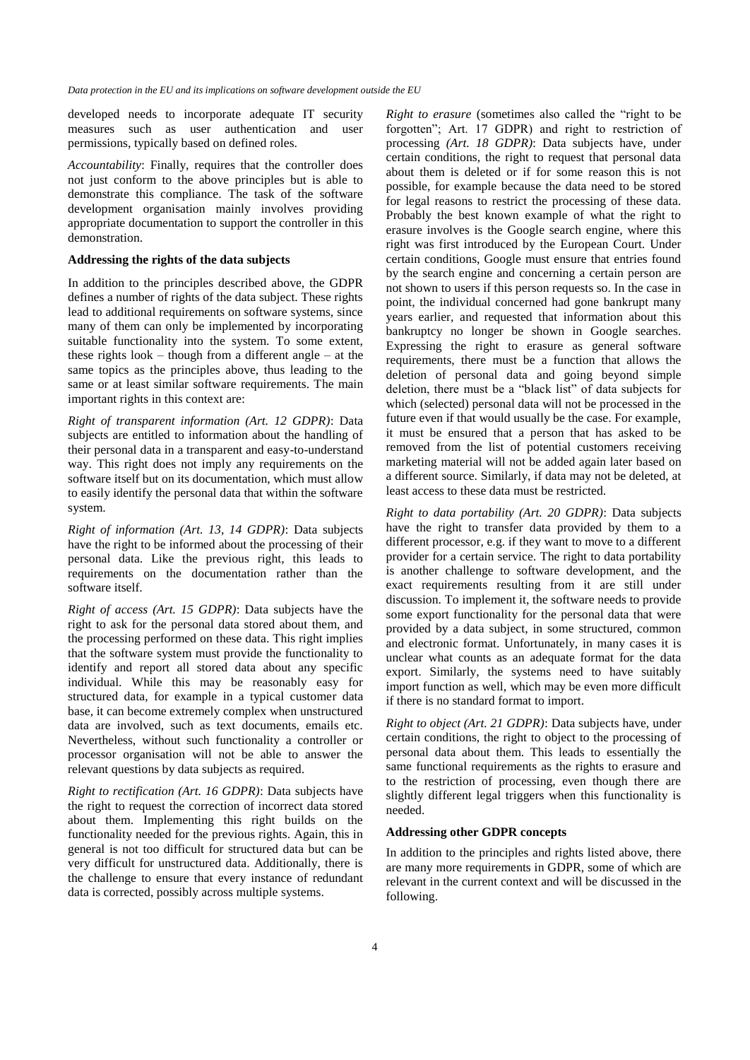developed needs to incorporate adequate IT security measures such as user authentication and user permissions, typically based on defined roles.

*Accountability*: Finally, requires that the controller does not just conform to the above principles but is able to demonstrate this compliance. The task of the software development organisation mainly involves providing appropriate documentation to support the controller in this demonstration.

**Addressing the rights of the data subjects**

In addition to the principles described above, the GDPR defines a number of rights of the data subject. These rights lead to additional requirements on software systems, since many of them can only be implemented by incorporating suitable functionality into the system. To some extent, these rights look – though from a different angle – at the same topics as the principles above, thus leading to the same or at least similar software requirements. The main important rights in this context are:

*Right of transparent information (Art. 12 GDPR)*: Data subjects are entitled to information about the handling of their personal data in a transparent and easy-to-understand way. This right does not imply any requirements on the software itself but on its documentation, which must allow to easily identify the personal data that within the software system.

*Right of information (Art. 13, 14 GDPR)*: Data subjects have the right to be informed about the processing of their personal data. Like the previous right, this leads to requirements on the documentation rather than the software itself.

*Right of access (Art. 15 GDPR)*: Data subjects have the right to ask for the personal data stored about them, and the processing performed on these data. This right implies that the software system must provide the functionality to identify and report all stored data about any specific individual. While this may be reasonably easy for structured data, for example in a typical customer data base, it can become extremely complex when unstructured data are involved, such as text documents, emails etc. Nevertheless, without such functionality a controller or processor organisation will not be able to answer the relevant questions by data subjects as required.

*Right to rectification (Art. 16 GDPR)*: Data subjects have the right to request the correction of incorrect data stored about them. Implementing this right builds on the functionality needed for the previous rights. Again, this in general is not too difficult for structured data but can be very difficult for unstructured data. Additionally, there is the challenge to ensure that every instance of redundant data is corrected, possibly across multiple systems.

*Right to erasure* (sometimes also called the "right to be forgotten"; Art. 17 GDPR) and right to restriction of processing *(Art. 18 GDPR)*: Data subjects have, under certain conditions, the right to request that personal data about them is deleted or if for some reason this is not possible, for example because the data need to be stored for legal reasons to restrict the processing of these data. Probably the best known example of what the right to erasure involves is the Google search engine, where this right was first introduced by the European Court. Under certain conditions, Google must ensure that entries found by the search engine and concerning a certain person are not shown to users if this person requests so. In the case in point, the individual concerned had gone bankrupt many years earlier, and requested that information about this bankruptcy no longer be shown in Google searches. Expressing the right to erasure as general software requirements, there must be a function that allows the deletion of personal data and going beyond simple deletion, there must be a "black list" of data subjects for which (selected) personal data will not be processed in the future even if that would usually be the case. For example, it must be ensured that a person that has asked to be removed from the list of potential customers receiving marketing material will not be added again later based on a different source. Similarly, if data may not be deleted, at least access to these data must be restricted.

*Right to data portability (Art. 20 GDPR)*: Data subjects have the right to transfer data provided by them to a different processor, e.g. if they want to move to a different provider for a certain service. The right to data portability is another challenge to software development, and the exact requirements resulting from it are still under discussion. To implement it, the software needs to provide some export functionality for the personal data that were provided by a data subject, in some structured, common and electronic format. Unfortunately, in many cases it is unclear what counts as an adequate format for the data export. Similarly, the systems need to have suitably import function as well, which may be even more difficult if there is no standard format to import.

*Right to object (Art. 21 GDPR)*: Data subjects have, under certain conditions, the right to object to the processing of personal data about them. This leads to essentially the same functional requirements as the rights to erasure and to the restriction of processing, even though there are slightly different legal triggers when this functionality is needed.

**Addressing other GDPR concepts**

In addition to the principles and rights listed above, there are many more requirements in GDPR, some of which are relevant in the current context and will be discussed in the following.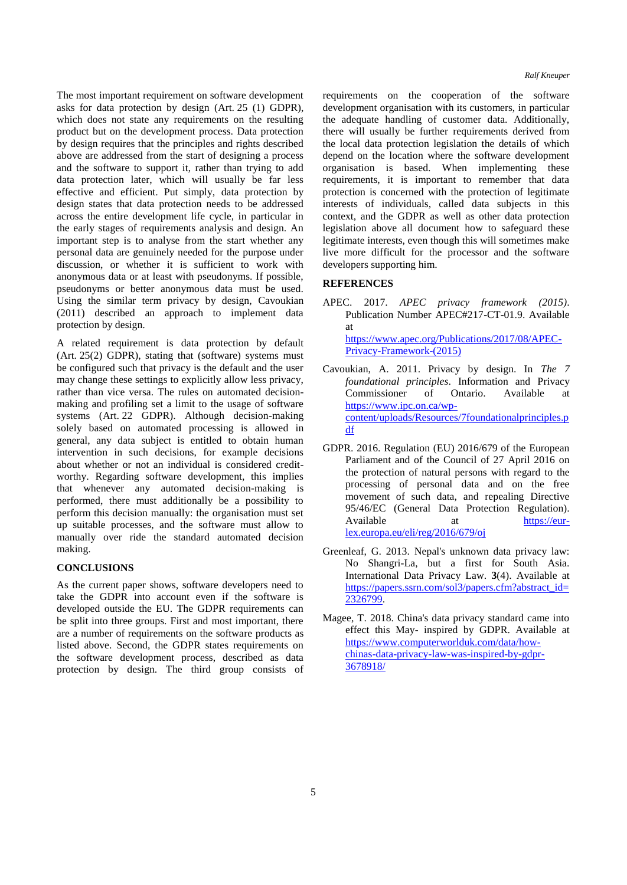The most important requirement on software development asks for data protection by design (Art. 25 (1) GDPR), which does not state any requirements on the resulting product but on the development process. Data protection by design requires that the principles and rights described above are addressed from the start of designing a process and the software to support it, rather than trying to add data protection later, which will usually be far less effective and efficient. Put simply, data protection by design states that data protection needs to be addressed across the entire development life cycle, in particular in the early stages of requirements analysis and design. An important step is to analyse from the start whether any personal data are genuinely needed for the purpose under discussion, or whether it is sufficient to work with anonymous data or at least with pseudonyms. If possible, pseudonyms or better anonymous data must be used. Using the similar term privacy by design, Cavoukian (2011) described an approach to implement data protection by design.

A related requirement is data protection by default (Art. 25(2) GDPR), stating that (software) systems must be configured such that privacy is the default and the user may change these settings to explicitly allow less privacy, rather than vice versa. The rules on automated decision-making and profiling set a limit to the usage of software systems (Art. 22 GDPR). Although decision-making solely based on automated processing is allowed in general, any data subject is entitled to obtain human intervention in such decisions, for example decisions about whether or not an individual is considered credit-worthy. Regarding software development, this implies that whenever any automated decision-making is performed, there must additionally be a possibility to perform this decision manually: the organisation must set up suitable processes, and the software must allow to manually over ride the standard automated decision making.

## CONCLUSIONS

As the current paper shows, software developers need to take the GDPR into account even if the software is developed outside the EU. The GDPR requirements can be split into three groups. First and most important, there are a number of requirements on the software products as listed above. Second, the GDPR states requirements on the software development process, described as data protection by design. The third group consists of requirements on the cooperation of the software development organisation with its customers, in particular the adequate handling of customer data. Additionally, there will usually be further requirements derived from the local data protection legislation the details of which depend on the location where the software development organisation is based. When implementing these requirements, it is important to remember that data protection is concerned with the protection of legitimate interests of individuals, called data subjects in this context, and the GDPR as well as other data protection legislation above all document how to safeguard these legitimate interests, even though this will sometimes make live more difficult for the processor and the software developers supporting him.

## REFERENCES

APEC. 2017. *APEC privacy framework (2015)*. Publication Number APEC#217-CT-01.9. Available at https://www.apec.org/Publications/2017/08/APEC-Privacy-Framework-(2015)

Cavoukian, A. 2011. Privacy by design. In *The 7 foundational principles*. Information and Privacy Commissioner of Ontario. Available at https://www.ipc.on.ca/wp-content/uploads/Resources/7foundationalprinciples.pdf

GDPR. 2016. Regulation (EU) 2016/679 of the European Parliament and of the Council of 27 April 2016 on the protection of natural persons with regard to the processing of personal data and on the free movement of such data, and repealing Directive 95/46/EC (General Data Protection Regulation). Available at https://eur-lex.europa.eu/eli/reg/2016/679/oj

Greenleaf, G. 2013. Nepal's unknown data privacy law: No Shangri-La, but a first for South Asia. International Data Privacy Law. **3**(4). Available at https://papers.ssrn.com/sol3/papers.cfm?abstract_id=2326799.

Magee, T. 2018. China's data privacy standard came into effect this May- inspired by GDPR. Available at https://www.computerworlduk.com/data/how-chinas-data-privacy-law-was-inspired-by-gdpr-3678918/